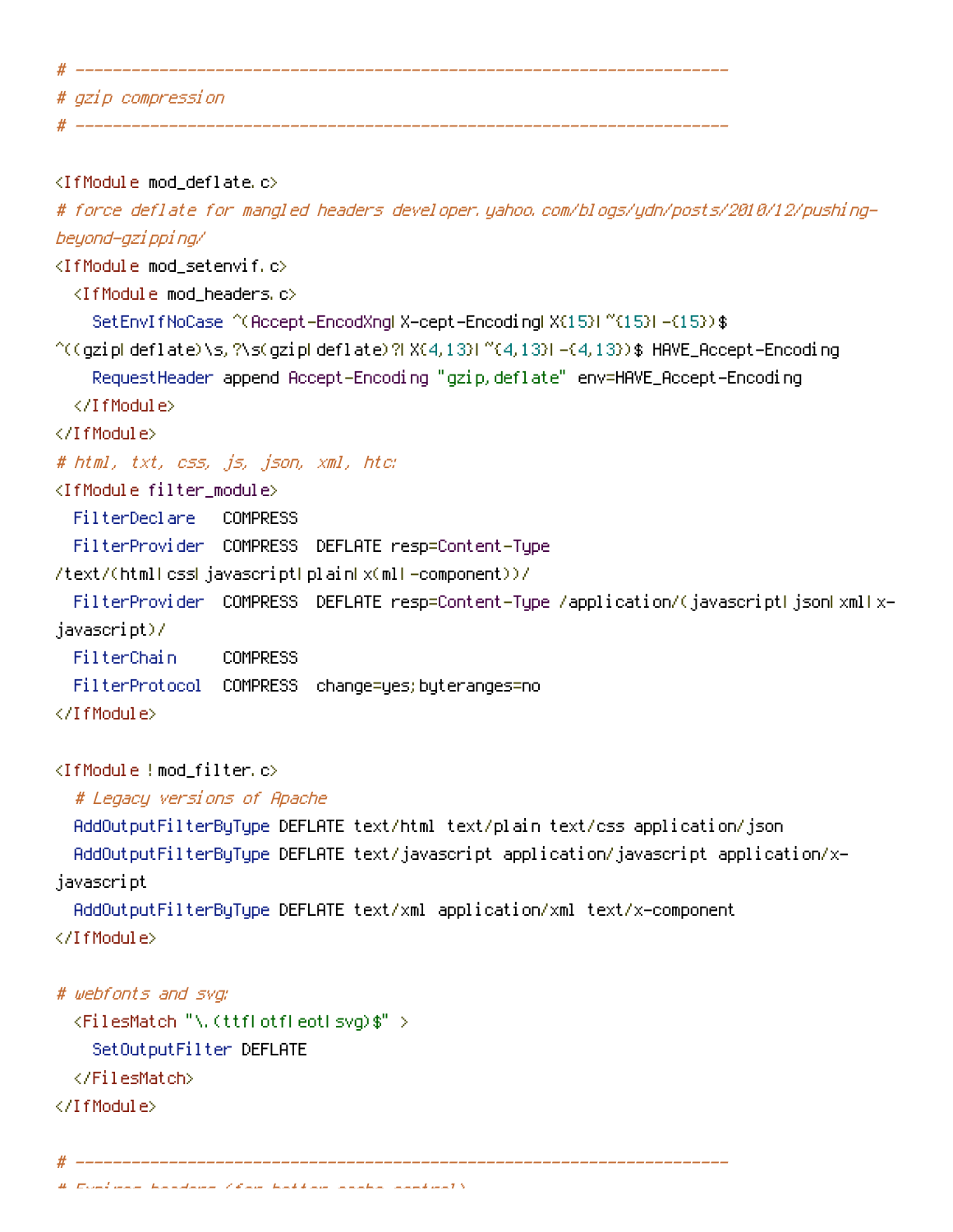```
# ----------------------------------------------------------------------
# gzip compression
# ----------------------------------------------------------------------

<IfModule mod_deflate.c>
# force deflate for mangled headers developer.yahoo.com/blogs/ydn/posts/2010/12/pushing-
beyond-gzipping/
<IfModule mod_setenvif.c>
  <IfModule mod_headers.c>
    SetEnvIfNoCase ^(Accept-EncodXng|X-cept-Encoding|X{15}|~{15}|-{15})$
^((gzip|deflate)\s,?\s(gzip|deflate)?|X{4,13}|~{4,13}|-{4,13})$ HAVE_Accept-Encoding
    RequestHeader append Accept-Encoding "gzip,deflate" env=HAVE_Accept-Encoding
  </IfModule>
</IfModule>
# html, txt, css, js, json, xml, htc:
<IfModule filter_module>
  FilterDeclare   COMPRESS
  FilterProvider  COMPRESS  DEFLATE resp=Content-Type
/text/(html|css|javascript|plain|x(ml|-component))/
  FilterProvider  COMPRESS  DEFLATE resp=Content-Type /application/(javascript|json|xml|x-
javascript)/
  FilterChain     COMPRESS
  FilterProtocol  COMPRESS  change=yes;byteranges=no
</IfModule>

<IfModule !mod_filter.c>
  # Legacy versions of Apache
  AddOutputFilterByType DEFLATE text/html text/plain text/css application/json
  AddOutputFilterByType DEFLATE text/javascript application/javascript application/x-
javascript
  AddOutputFilterByType DEFLATE text/xml application/xml text/x-component
</IfModule>

# webfonts and svg:
  <FilesMatch "\.(ttf|otf|eot|svg)$" >
    SetOutputFilter DEFLATE
  </FilesMatch>
</IfModule>

# ----------------------------------------------------------------------
```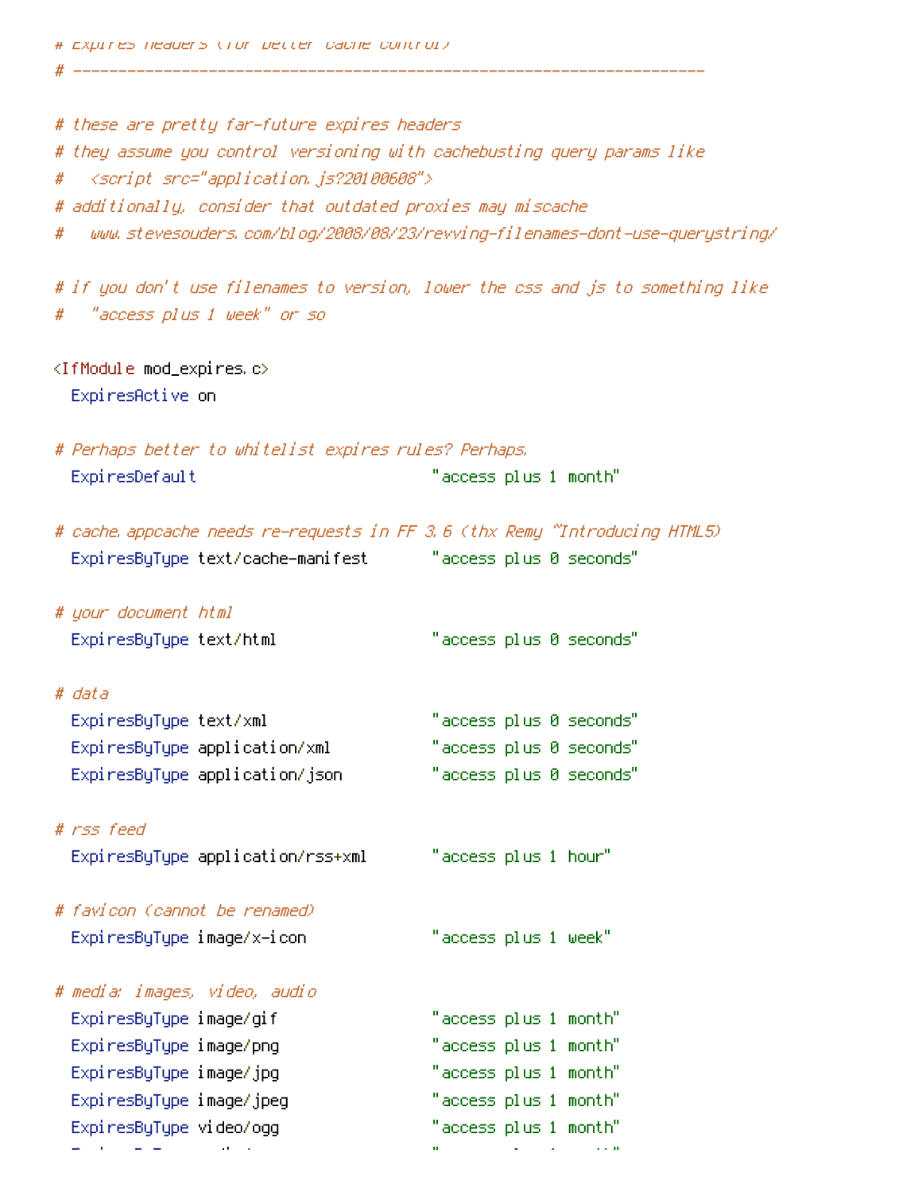```
# Expires headers (for better cache control)
# ----------------------------------------------------------------------

# these are pretty far-future expires headers
# they assume you control versioning with cachebusting query params like
#   <script src="application.js?20100608">
# additionally, consider that outdated proxies may miscache
#   www.stevesouders.com/blog/2008/08/23/revving-filenames-dont-use-querystring/

# if you don't use filenames to version, lower the css and js to something like
#   "access plus 1 week" or so

<IfModule mod_expires.c>
  ExpiresActive on

# Perhaps better to whitelist expires rules? Perhaps.
  ExpiresDefault                          "access plus 1 month"

# cache.appcache needs re-requests in FF 3.6 (thx Remy ~Introducing HTML5)
  ExpiresByType text/cache-manifest       "access plus 0 seconds"

# your document html
  ExpiresByType text/html                 "access plus 0 seconds"

# data
  ExpiresByType text/xml                  "access plus 0 seconds"
  ExpiresByType application/xml           "access plus 0 seconds"
  ExpiresByType application/json          "access plus 0 seconds"

# rss feed
  ExpiresByType application/rss+xml       "access plus 1 hour"

# favicon (cannot be renamed)
  ExpiresByType image/x-icon              "access plus 1 week"

# media: images, video, audio
  ExpiresByType image/gif                 "access plus 1 month"
  ExpiresByType image/png                 "access plus 1 month"
  ExpiresByType image/jpg                 "access plus 1 month"
  ExpiresByType image/jpeg                "access plus 1 month"
  ExpiresByType video/ogg                 "access plus 1 month"
```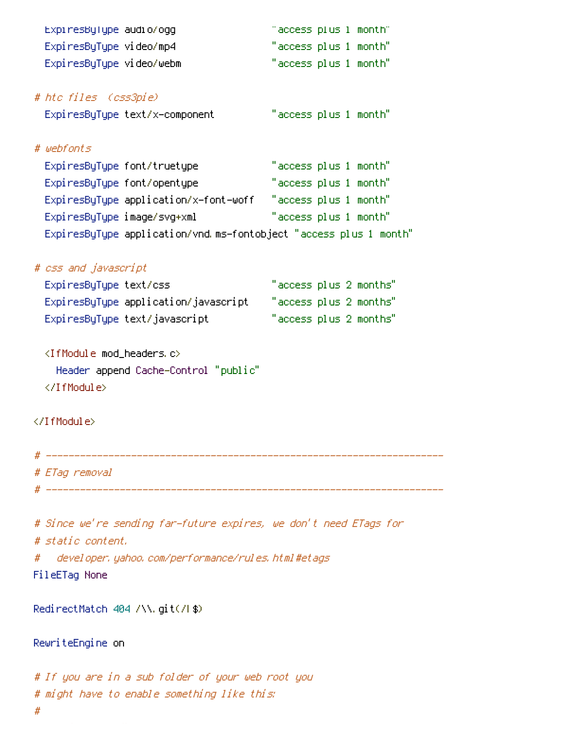```
  ExpiresByType audio/ogg                 "access plus 1 month"
  ExpiresByType video/mp4                 "access plus 1 month"
  ExpiresByType video/webm                "access plus 1 month"

# htc files  (css3pie)
  ExpiresByType text/x-component          "access plus 1 month"

# webfonts
  ExpiresByType font/truetype             "access plus 1 month"
  ExpiresByType font/opentype             "access plus 1 month"
  ExpiresByType application/x-font-woff   "access plus 1 month"
  ExpiresByType image/svg+xml             "access plus 1 month"
  ExpiresByType application/vnd.ms-fontobject "access plus 1 month"

# css and javascript
  ExpiresByType text/css                  "access plus 2 months"
  ExpiresByType application/javascript    "access plus 2 months"
  ExpiresByType text/javascript           "access plus 2 months"

  <IfModule mod_headers.c>
    Header append Cache-Control "public"
  </IfModule>

</IfModule>

# ----------------------------------------------------------------------
# ETag removal
# ----------------------------------------------------------------------

# Since we're sending far-future expires, we don't need ETags for
# static content.
#   developer.yahoo.com/performance/rules.html#etags
FileETag None

RedirectMatch 404 /\\.git(/|$)

RewriteEngine on

# If you are in a sub folder of your web root you
# might have to enable something like this:
#
```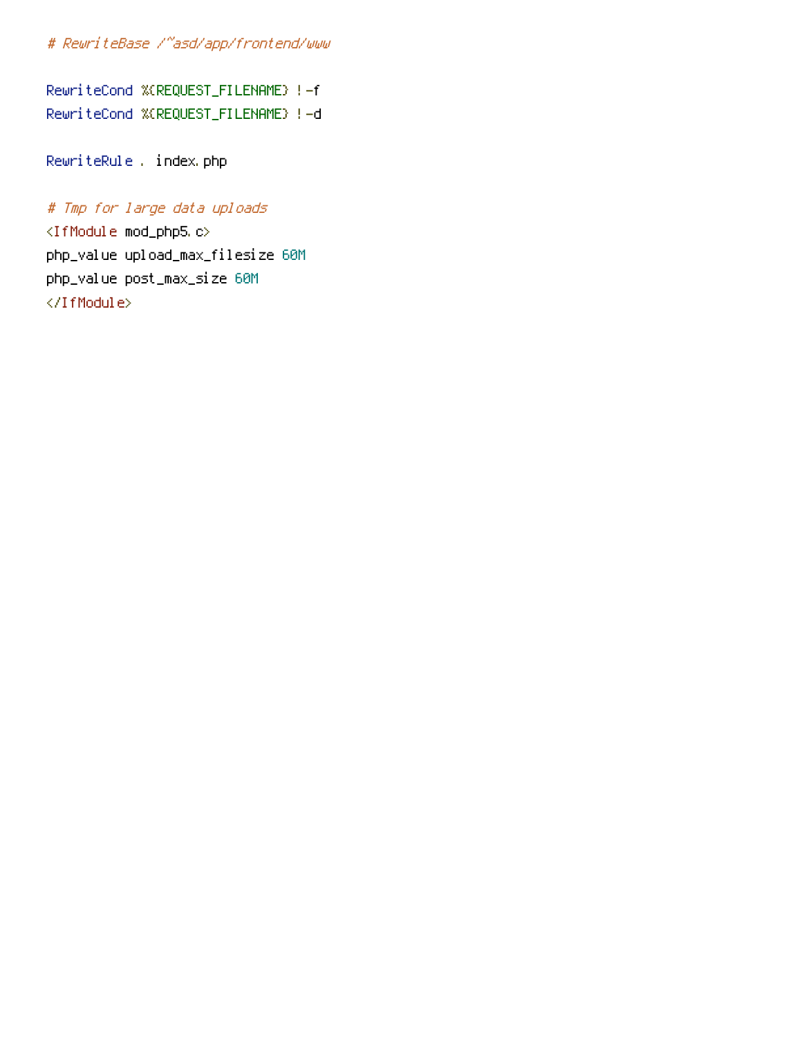```
# RewriteBase /~asd/app/frontend/www

RewriteCond %{REQUEST_FILENAME} !-f
RewriteCond %{REQUEST_FILENAME} !-d

RewriteRule . index.php

# Tmp for large data uploads
<IfModule mod_php5.c>
php_value upload_max_filesize 60M
php_value post_max_size 60M
</IfModule>
```